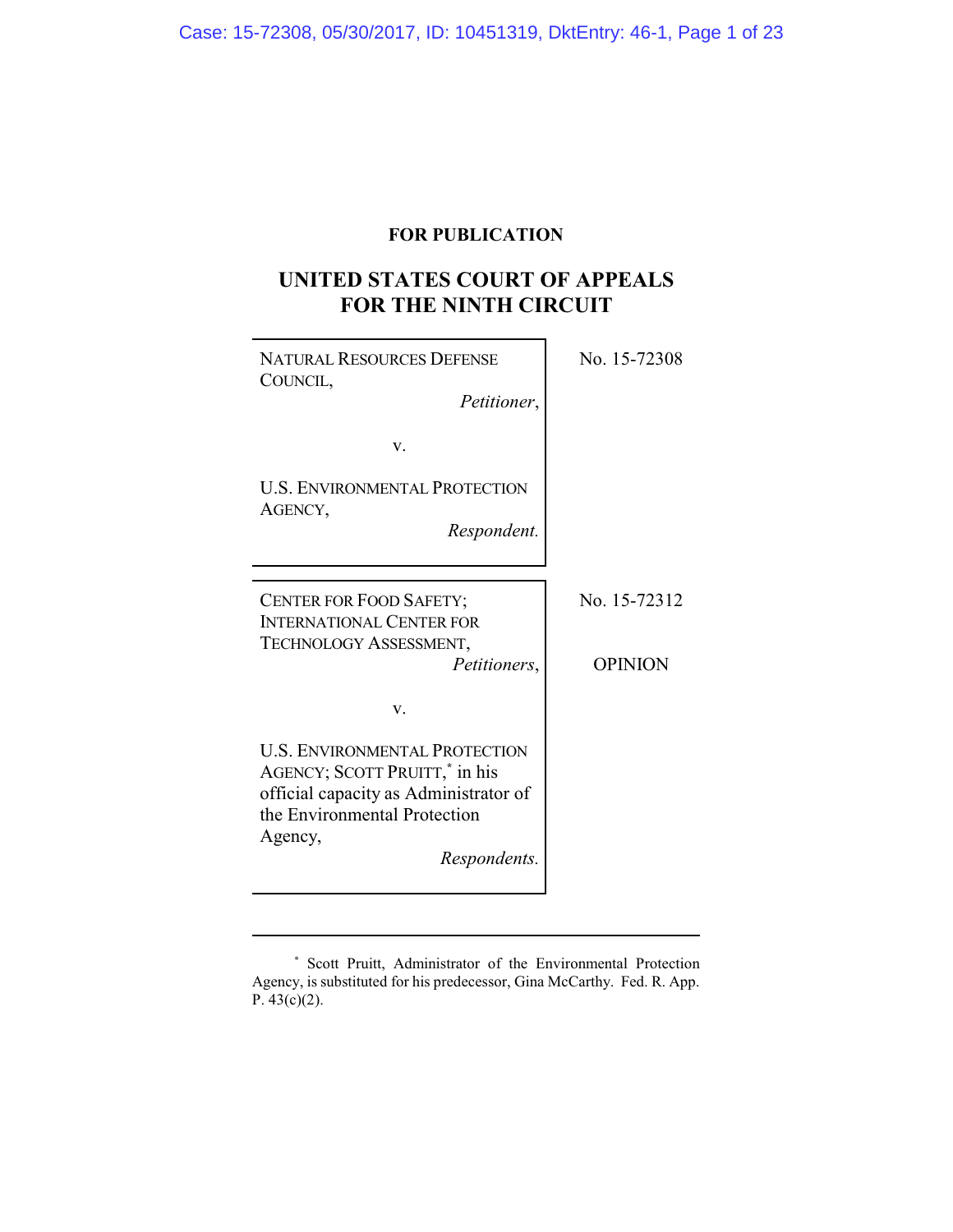**FOR PUBLICATION**

# UNITED STATES COURT OF APPEALS FOR THE NINTH CIRCUIT

NATURAL RESOURCES DEFENSE COUNCIL,
*Petitioner*,

v.

U.S. ENVIRONMENTAL PROTECTION AGENCY,
*Respondent*.

No. 15-72308

CENTER FOR FOOD SAFETY; INTERNATIONAL CENTER FOR TECHNOLOGY ASSESSMENT,
*Petitioners*,

v.

U.S. ENVIRONMENTAL PROTECTION AGENCY; SCOTT PRUITT,* in his official capacity as Administrator of the Environmental Protection Agency,
*Respondents*.

No. 15-72312

OPINION

---

* Scott Pruitt, Administrator of the Environmental Protection Agency, is substituted for his predecessor, Gina McCarthy. Fed. R. App. P. 43(c)(2).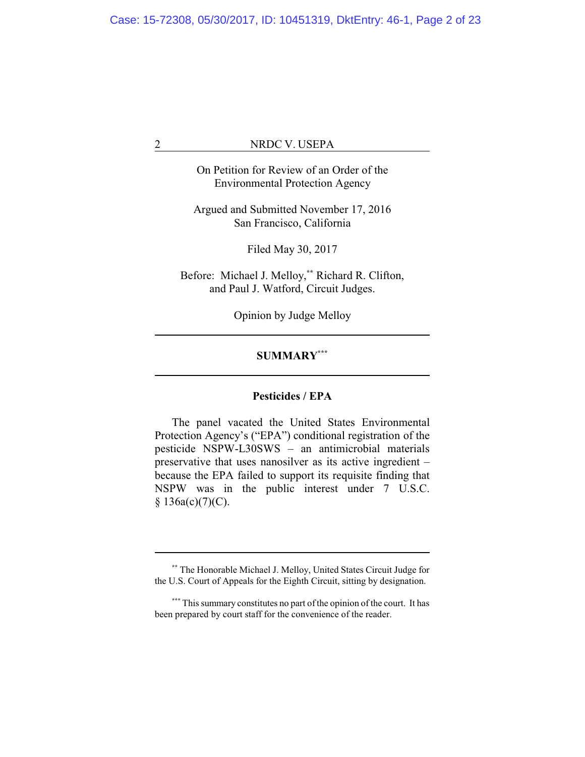On Petition for Review of an Order of the Environmental Protection Agency

Argued and Submitted November 17, 2016
San Francisco, California

Filed May 30, 2017

Before: Michael J. Melloy,[**] Richard R. Clifton, and Paul J. Watford, Circuit Judges.

Opinion by Judge Melloy

---

## SUMMARY[***]

---

### Pesticides / EPA

The panel vacated the United States Environmental Protection Agency's ("EPA") conditional registration of the pesticide NSPW-L30SWS – an antimicrobial materials preservative that uses nanosilver as its active ingredient – because the EPA failed to support its requisite finding that NSPW was in the public interest under 7 U.S.C. § 136a(c)(7)(C).

---

[**] The Honorable Michael J. Melloy, United States Circuit Judge for the U.S. Court of Appeals for the Eighth Circuit, sitting by designation.

[***] This summary constitutes no part of the opinion of the court. It has been prepared by court staff for the convenience of the reader.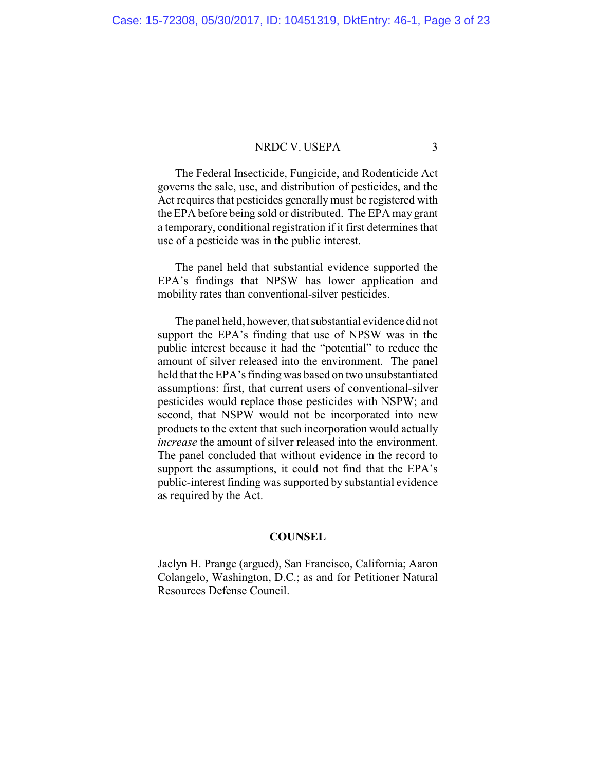The Federal Insecticide, Fungicide, and Rodenticide Act governs the sale, use, and distribution of pesticides, and the Act requires that pesticides generally must be registered with the EPA before being sold or distributed. The EPA may grant a temporary, conditional registration if it first determines that use of a pesticide was in the public interest.

The panel held that substantial evidence supported the EPA's findings that NPSW has lower application and mobility rates than conventional-silver pesticides.

The panel held, however, that substantial evidence did not support the EPA's finding that use of NPSW was in the public interest because it had the "potential" to reduce the amount of silver released into the environment. The panel held that the EPA's finding was based on two unsubstantiated assumptions: first, that current users of conventional-silver pesticides would replace those pesticides with NSPW; and second, that NSPW would not be incorporated into new products to the extent that such incorporation would actually *increase* the amount of silver released into the environment. The panel concluded that without evidence in the record to support the assumptions, it could not find that the EPA's public-interest finding was supported by substantial evidence as required by the Act.

---

## COUNSEL

Jaclyn H. Prange (argued), San Francisco, California; Aaron Colangelo, Washington, D.C.; as and for Petitioner Natural Resources Defense Council.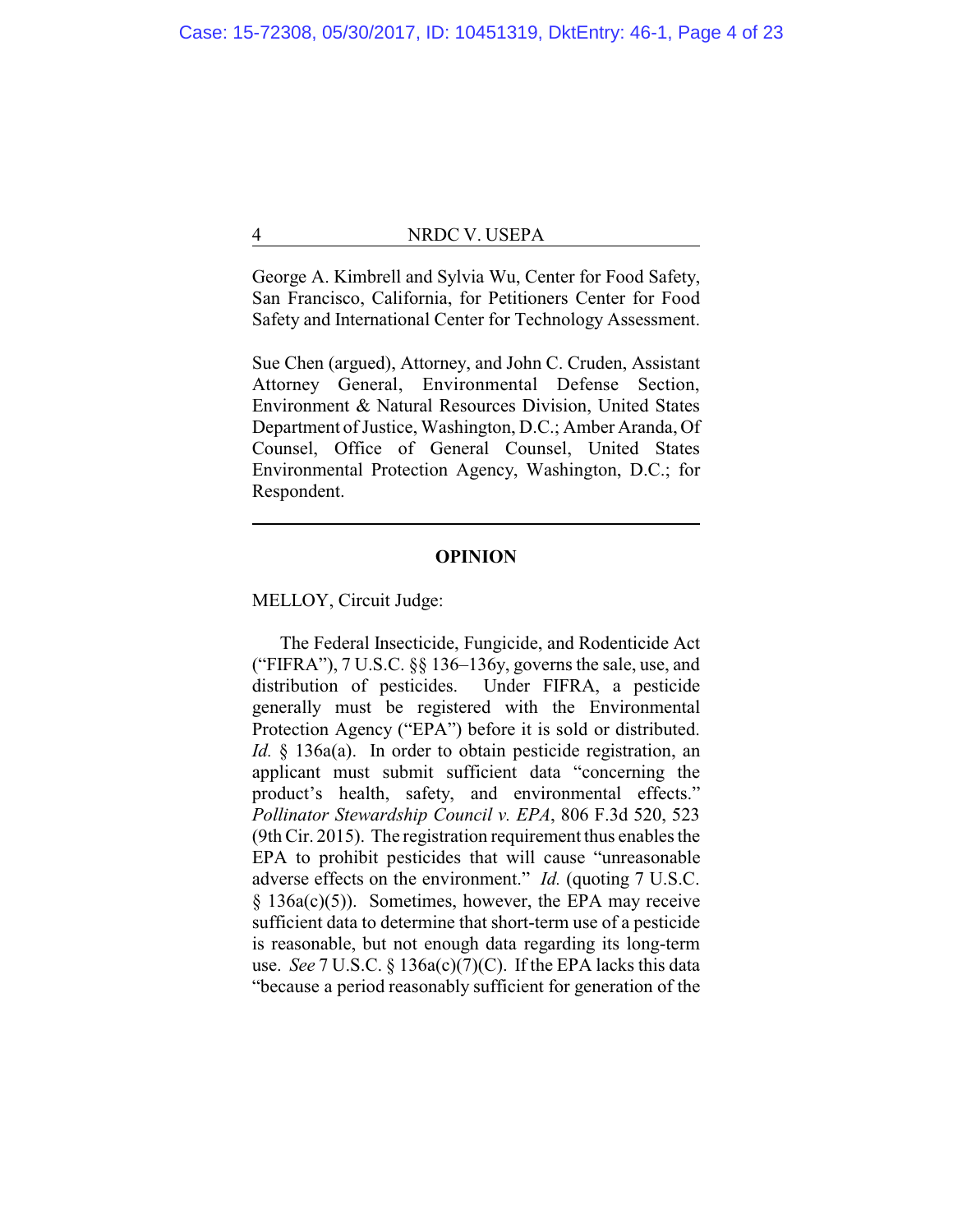George A. Kimbrell and Sylvia Wu, Center for Food Safety, San Francisco, California, for Petitioners Center for Food Safety and International Center for Technology Assessment.

Sue Chen (argued), Attorney, and John C. Cruden, Assistant Attorney General, Environmental Defense Section, Environment & Natural Resources Division, United States Department of Justice, Washington, D.C.; Amber Aranda, Of Counsel, Office of General Counsel, United States Environmental Protection Agency, Washington, D.C.; for Respondent.

---

## OPINION

MELLOY, Circuit Judge:

The Federal Insecticide, Fungicide, and Rodenticide Act ("FIFRA"), 7 U.S.C. §§ 136–136y, governs the sale, use, and distribution of pesticides. Under FIFRA, a pesticide generally must be registered with the Environmental Protection Agency ("EPA") before it is sold or distributed. *Id.* § 136a(a). In order to obtain pesticide registration, an applicant must submit sufficient data "concerning the product's health, safety, and environmental effects." *Pollinator Stewardship Council v. EPA*, 806 F.3d 520, 523 (9th Cir. 2015). The registration requirement thus enables the EPA to prohibit pesticides that will cause "unreasonable adverse effects on the environment." *Id.* (quoting 7 U.S.C. § 136a(c)(5)). Sometimes, however, the EPA may receive sufficient data to determine that short-term use of a pesticide is reasonable, but not enough data regarding its long-term use. *See* 7 U.S.C. § 136a(c)(7)(C). If the EPA lacks this data "because a period reasonably sufficient for generation of the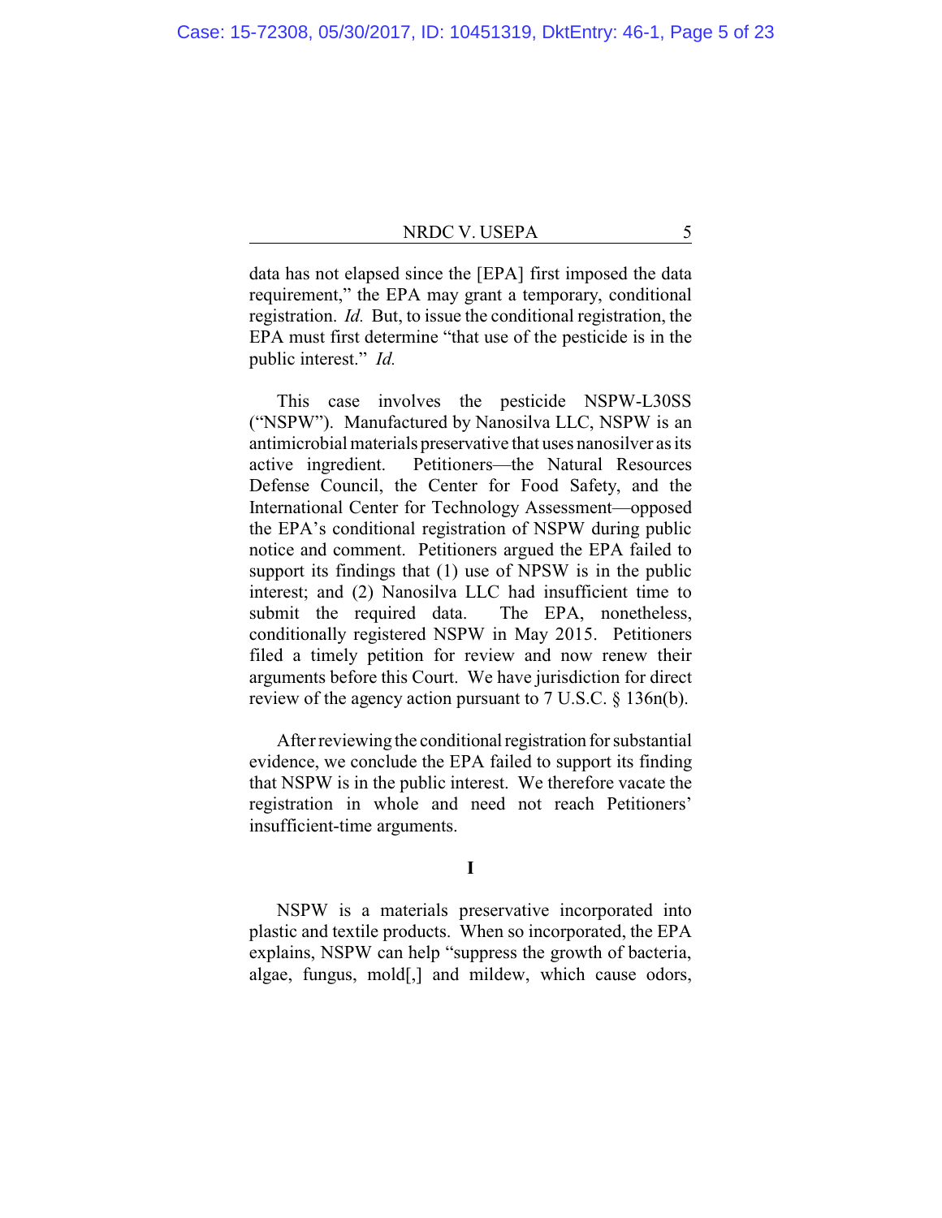data has not elapsed since the [EPA] first imposed the data requirement," the EPA may grant a temporary, conditional registration. *Id.* But, to issue the conditional registration, the EPA must first determine "that use of the pesticide is in the public interest." *Id.*

This case involves the pesticide NSPW-L30SS ("NSPW"). Manufactured by Nanosilva LLC, NSPW is an antimicrobial materials preservative that uses nanosilver as its active ingredient. Petitioners—the Natural Resources Defense Council, the Center for Food Safety, and the International Center for Technology Assessment—opposed the EPA's conditional registration of NSPW during public notice and comment. Petitioners argued the EPA failed to support its findings that (1) use of NPSW is in the public interest; and (2) Nanosilva LLC had insufficient time to submit the required data. The EPA, nonetheless, conditionally registered NSPW in May 2015. Petitioners filed a timely petition for review and now renew their arguments before this Court. We have jurisdiction for direct review of the agency action pursuant to 7 U.S.C. § 136n(b).

After reviewing the conditional registration for substantial evidence, we conclude the EPA failed to support its finding that NSPW is in the public interest. We therefore vacate the registration in whole and need not reach Petitioners' insufficient-time arguments.

## I

NSPW is a materials preservative incorporated into plastic and textile products. When so incorporated, the EPA explains, NSPW can help "suppress the growth of bacteria, algae, fungus, mold[,] and mildew, which cause odors,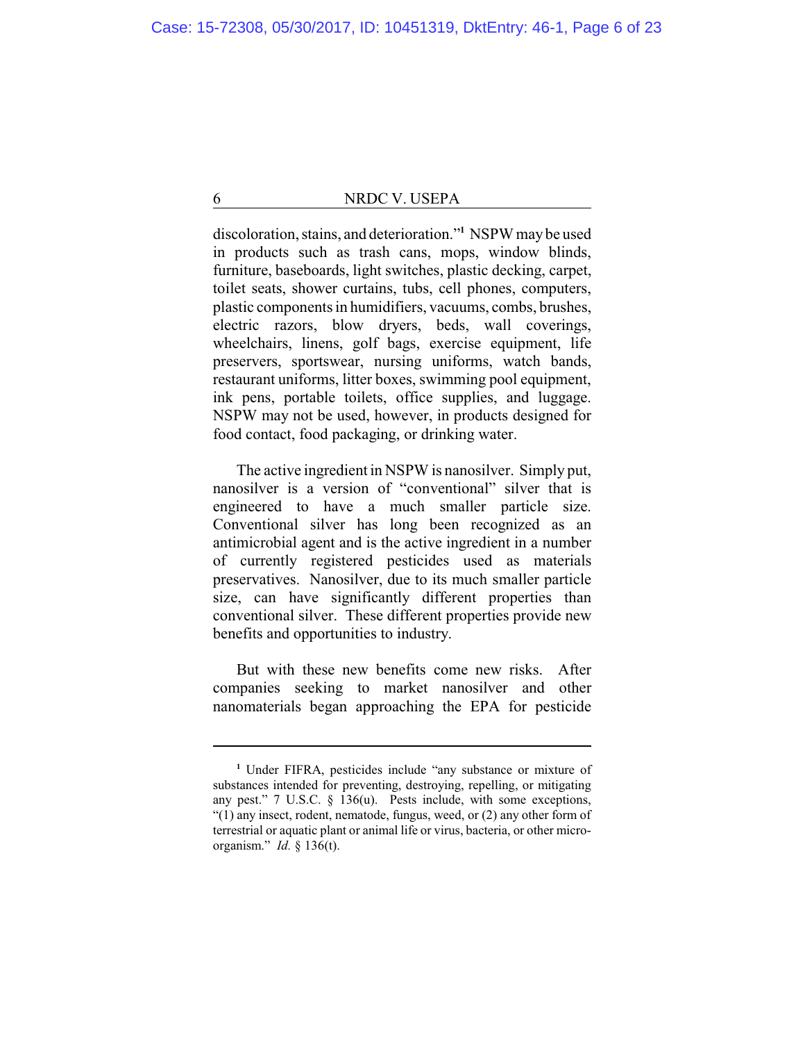discoloration, stains, and deterioration."[1] NSPW may be used in products such as trash cans, mops, window blinds, furniture, baseboards, light switches, plastic decking, carpet, toilet seats, shower curtains, tubs, cell phones, computers, plastic components in humidifiers, vacuums, combs, brushes, electric razors, blow dryers, beds, wall coverings, wheelchairs, linens, golf bags, exercise equipment, life preservers, sportswear, nursing uniforms, watch bands, restaurant uniforms, litter boxes, swimming pool equipment, ink pens, portable toilets, office supplies, and luggage. NSPW may not be used, however, in products designed for food contact, food packaging, or drinking water.

The active ingredient in NSPW is nanosilver. Simply put, nanosilver is a version of "conventional" silver that is engineered to have a much smaller particle size. Conventional silver has long been recognized as an antimicrobial agent and is the active ingredient in a number of currently registered pesticides used as materials preservatives. Nanosilver, due to its much smaller particle size, can have significantly different properties than conventional silver. These different properties provide new benefits and opportunities to industry.

But with these new benefits come new risks. After companies seeking to market nanosilver and other nanomaterials began approaching the EPA for pesticide

---

[1] Under FIFRA, pesticides include "any substance or mixture of substances intended for preventing, destroying, repelling, or mitigating any pest." 7 U.S.C. § 136(u). Pests include, with some exceptions, "(1) any insect, rodent, nematode, fungus, weed, or (2) any other form of terrestrial or aquatic plant or animal life or virus, bacteria, or other micro-organism." *Id.* § 136(t).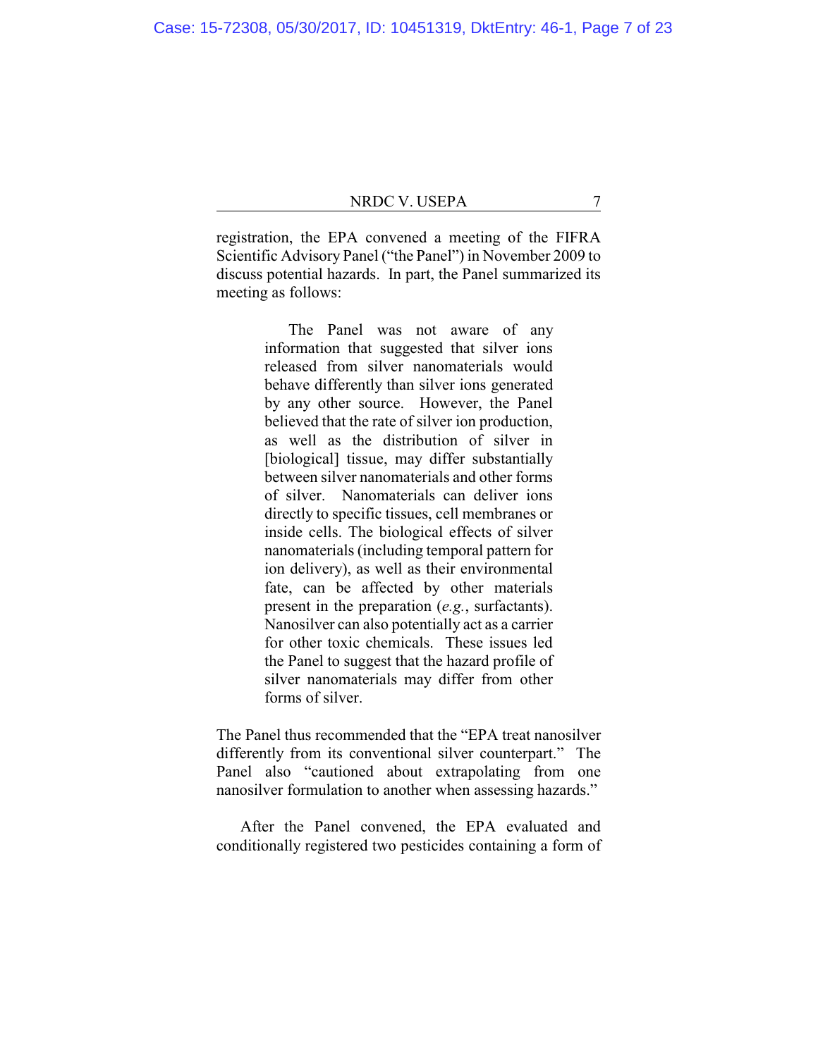registration, the EPA convened a meeting of the FIFRA Scientific Advisory Panel ("the Panel") in November 2009 to discuss potential hazards. In part, the Panel summarized its meeting as follows:

> The Panel was not aware of any information that suggested that silver ions released from silver nanomaterials would behave differently than silver ions generated by any other source. However, the Panel believed that the rate of silver ion production, as well as the distribution of silver in [biological] tissue, may differ substantially between silver nanomaterials and other forms of silver. Nanomaterials can deliver ions directly to specific tissues, cell membranes or inside cells. The biological effects of silver nanomaterials (including temporal pattern for ion delivery), as well as their environmental fate, can be affected by other materials present in the preparation (*e.g.*, surfactants). Nanosilver can also potentially act as a carrier for other toxic chemicals. These issues led the Panel to suggest that the hazard profile of silver nanomaterials may differ from other forms of silver.

The Panel thus recommended that the "EPA treat nanosilver differently from its conventional silver counterpart." The Panel also "cautioned about extrapolating from one nanosilver formulation to another when assessing hazards."

After the Panel convened, the EPA evaluated and conditionally registered two pesticides containing a form of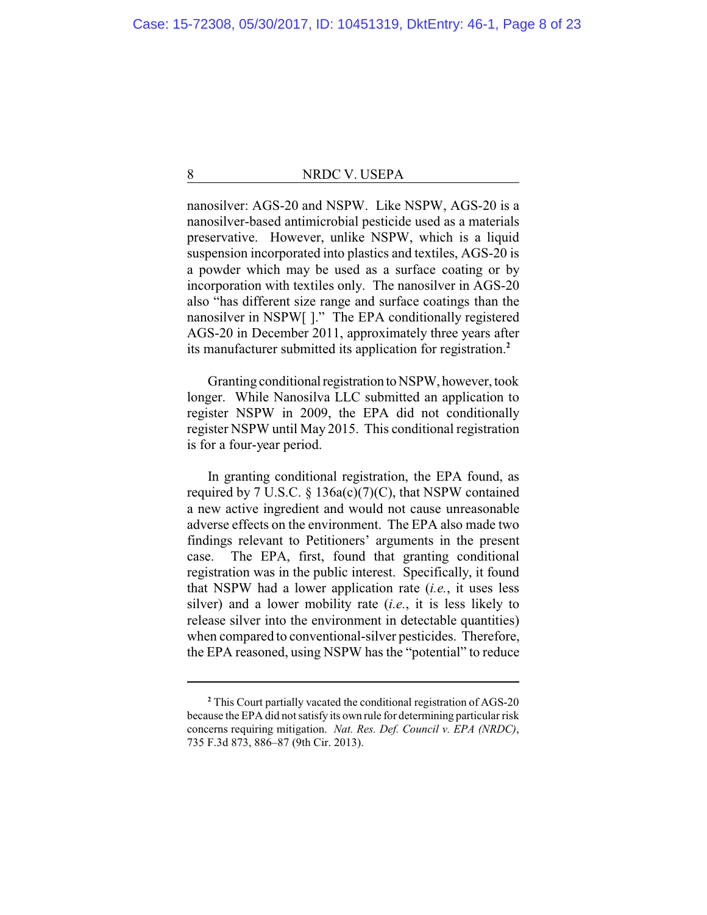nanosilver: AGS-20 and NSPW. Like NSPW, AGS-20 is a nanosilver-based antimicrobial pesticide used as a materials preservative. However, unlike NSPW, which is a liquid suspension incorporated into plastics and textiles, AGS-20 is a powder which may be used as a surface coating or by incorporation with textiles only. The nanosilver in AGS-20 also "has different size range and surface coatings than the nanosilver in NSPW[ ]." The EPA conditionally registered AGS-20 in December 2011, approximately three years after its manufacturer submitted its application for registration.[2]

Granting conditional registration to NSPW, however, took longer. While Nanosilva LLC submitted an application to register NSPW in 2009, the EPA did not conditionally register NSPW until May 2015. This conditional registration is for a four-year period.

In granting conditional registration, the EPA found, as required by 7 U.S.C. § 136a(c)(7)(C), that NSPW contained a new active ingredient and would not cause unreasonable adverse effects on the environment. The EPA also made two findings relevant to Petitioners' arguments in the present case. The EPA, first, found that granting conditional registration was in the public interest. Specifically, it found that NSPW had a lower application rate (*i.e.*, it uses less silver) and a lower mobility rate (*i.e.*, it is less likely to release silver into the environment in detectable quantities) when compared to conventional-silver pesticides. Therefore, the EPA reasoned, using NSPW has the "potential" to reduce

---

[2] This Court partially vacated the conditional registration of AGS-20 because the EPA did not satisfy its own rule for determining particular risk concerns requiring mitigation. *Nat. Res. Def. Council v. EPA (NRDC)*, 735 F.3d 873, 886–87 (9th Cir. 2013).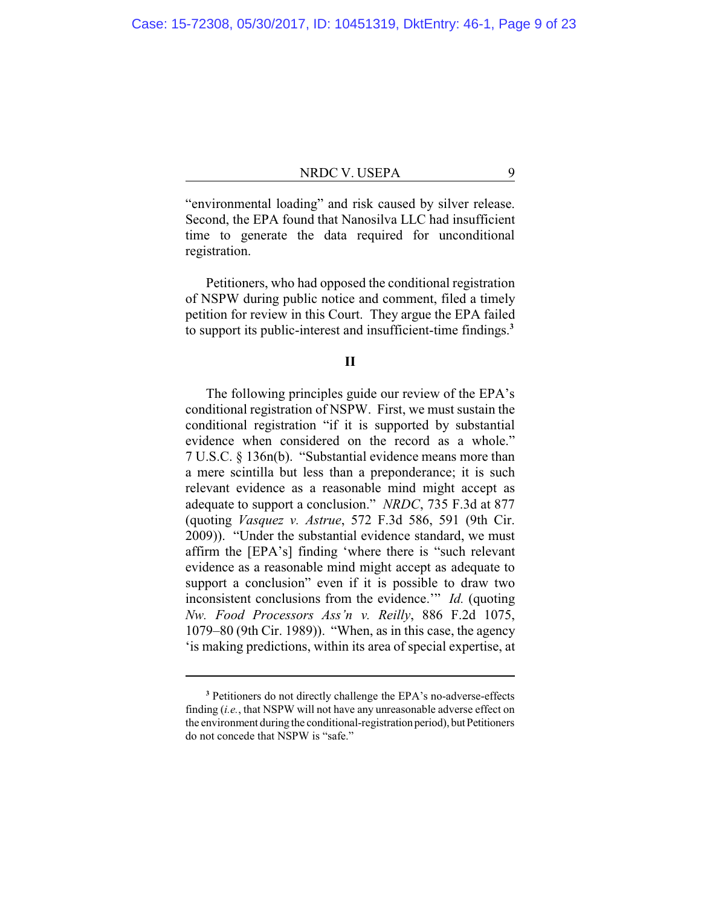"environmental loading" and risk caused by silver release. Second, the EPA found that Nanosilva LLC had insufficient time to generate the data required for unconditional registration.

Petitioners, who had opposed the conditional registration of NSPW during public notice and comment, filed a timely petition for review in this Court. They argue the EPA failed to support its public-interest and insufficient-time findings.[3]

## II

The following principles guide our review of the EPA's conditional registration of NSPW. First, we must sustain the conditional registration "if it is supported by substantial evidence when considered on the record as a whole." 7 U.S.C. § 136n(b). "Substantial evidence means more than a mere scintilla but less than a preponderance; it is such relevant evidence as a reasonable mind might accept as adequate to support a conclusion." *NRDC*, 735 F.3d at 877 (quoting *Vasquez v. Astrue*, 572 F.3d 586, 591 (9th Cir. 2009)). "Under the substantial evidence standard, we must affirm the [EPA's] finding 'where there is "such relevant evidence as a reasonable mind might accept as adequate to support a conclusion" even if it is possible to draw two inconsistent conclusions from the evidence.'" *Id.* (quoting *Nw. Food Processors Ass'n v. Reilly*, 886 F.2d 1075, 1079–80 (9th Cir. 1989)). "When, as in this case, the agency 'is making predictions, within its area of special expertise, at

---

[3] Petitioners do not directly challenge the EPA's no-adverse-effects finding (*i.e.*, that NSPW will not have any unreasonable adverse effect on the environment during the conditional-registration period), but Petitioners do not concede that NSPW is "safe."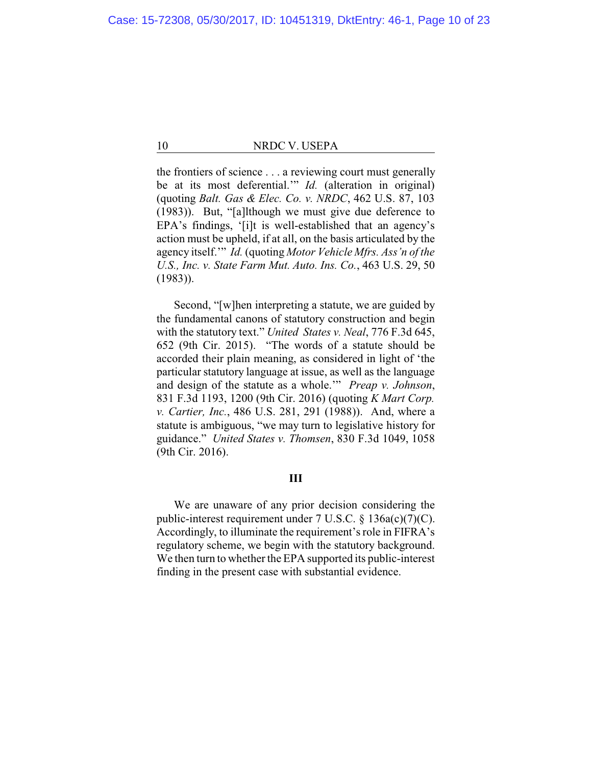the frontiers of science . . . a reviewing court must generally be at its most deferential.'" *Id.* (alteration in original) (quoting *Balt. Gas & Elec. Co. v. NRDC*, 462 U.S. 87, 103 (1983)). But, "[a]lthough we must give due deference to EPA's findings, '[i]t is well-established that an agency's action must be upheld, if at all, on the basis articulated by the agency itself.'" *Id.* (quoting *Motor Vehicle Mfrs. Ass'n of the U.S., Inc. v. State Farm Mut. Auto. Ins. Co.*, 463 U.S. 29, 50 (1983)).

Second, "[w]hen interpreting a statute, we are guided by the fundamental canons of statutory construction and begin with the statutory text." *United States v. Neal*, 776 F.3d 645, 652 (9th Cir. 2015). "The words of a statute should be accorded their plain meaning, as considered in light of 'the particular statutory language at issue, as well as the language and design of the statute as a whole.'" *Preap v. Johnson*, 831 F.3d 1193, 1200 (9th Cir. 2016) (quoting *K Mart Corp. v. Cartier, Inc.*, 486 U.S. 281, 291 (1988)). And, where a statute is ambiguous, "we may turn to legislative history for guidance." *United States v. Thomsen*, 830 F.3d 1049, 1058 (9th Cir. 2016).

## III

We are unaware of any prior decision considering the public-interest requirement under 7 U.S.C. § 136a(c)(7)(C). Accordingly, to illuminate the requirement's role in FIFRA's regulatory scheme, we begin with the statutory background. We then turn to whether the EPA supported its public-interest finding in the present case with substantial evidence.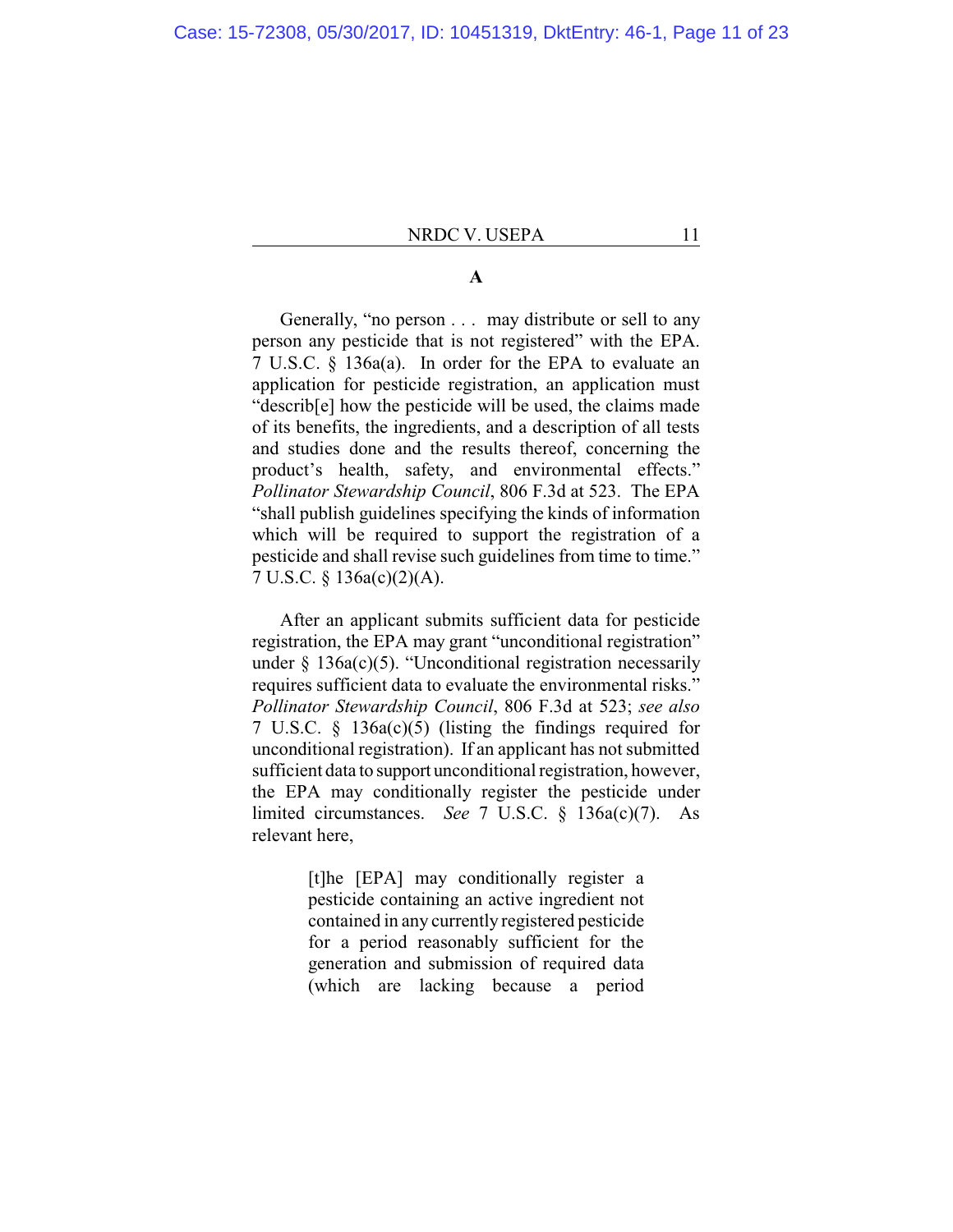### A

Generally, "no person . . . may distribute or sell to any person any pesticide that is not registered" with the EPA. 7 U.S.C. § 136a(a). In order for the EPA to evaluate an application for pesticide registration, an application must "describ[e] how the pesticide will be used, the claims made of its benefits, the ingredients, and a description of all tests and studies done and the results thereof, concerning the product's health, safety, and environmental effects." *Pollinator Stewardship Council*, 806 F.3d at 523. The EPA "shall publish guidelines specifying the kinds of information which will be required to support the registration of a pesticide and shall revise such guidelines from time to time." 7 U.S.C. § 136a(c)(2)(A).

After an applicant submits sufficient data for pesticide registration, the EPA may grant "unconditional registration" under § 136a(c)(5). "Unconditional registration necessarily requires sufficient data to evaluate the environmental risks." *Pollinator Stewardship Council*, 806 F.3d at 523; *see also* 7 U.S.C. § 136a(c)(5) (listing the findings required for unconditional registration). If an applicant has not submitted sufficient data to support unconditional registration, however, the EPA may conditionally register the pesticide under limited circumstances. *See* 7 U.S.C. § 136a(c)(7). As relevant here,

> [t]he [EPA] may conditionally register a pesticide containing an active ingredient not contained in any currently registered pesticide for a period reasonably sufficient for the generation and submission of required data (which are lacking because a period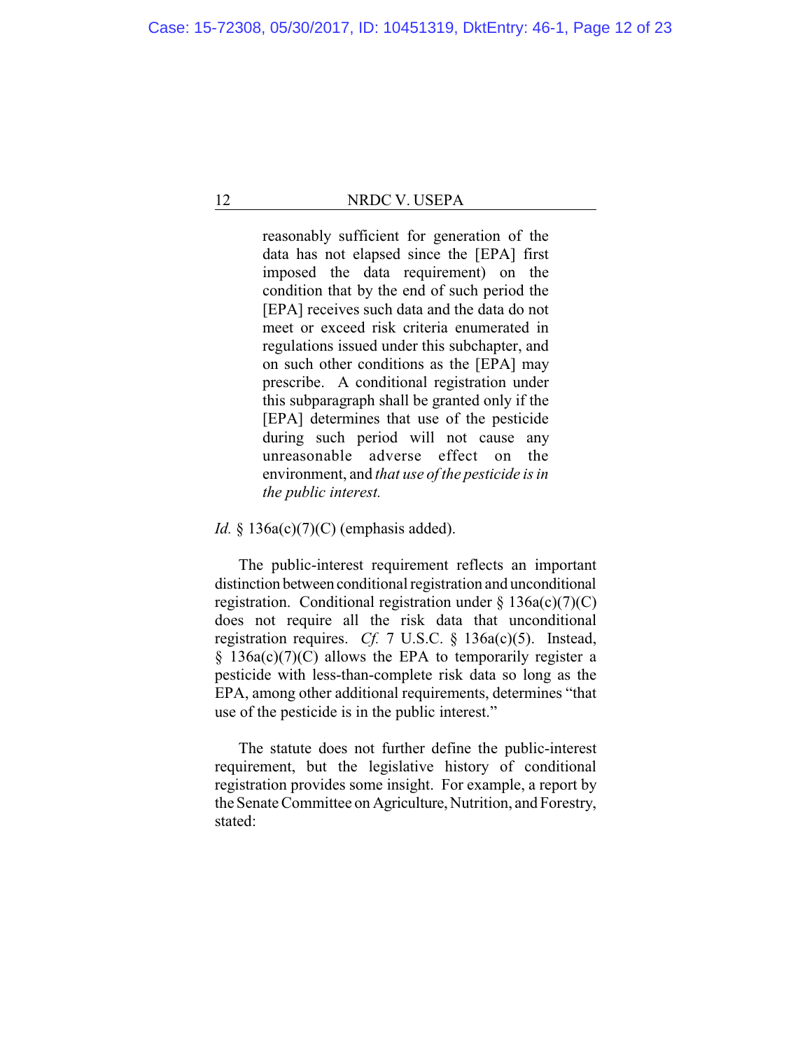> reasonably sufficient for generation of the data has not elapsed since the [EPA] first imposed the data requirement) on the condition that by the end of such period the [EPA] receives such data and the data do not meet or exceed risk criteria enumerated in regulations issued under this subchapter, and on such other conditions as the [EPA] may prescribe. A conditional registration under this subparagraph shall be granted only if the [EPA] determines that use of the pesticide during such period will not cause any unreasonable adverse effect on the environment, and *that use of the pesticide is in the public interest.*

*Id.* § 136a(c)(7)(C) (emphasis added).

The public-interest requirement reflects an important distinction between conditional registration and unconditional registration. Conditional registration under § 136a(c)(7)(C) does not require all the risk data that unconditional registration requires. *Cf.* 7 U.S.C. § 136a(c)(5). Instead, § 136a(c)(7)(C) allows the EPA to temporarily register a pesticide with less-than-complete risk data so long as the EPA, among other additional requirements, determines "that use of the pesticide is in the public interest."

The statute does not further define the public-interest requirement, but the legislative history of conditional registration provides some insight. For example, a report by the Senate Committee on Agriculture, Nutrition, and Forestry, stated: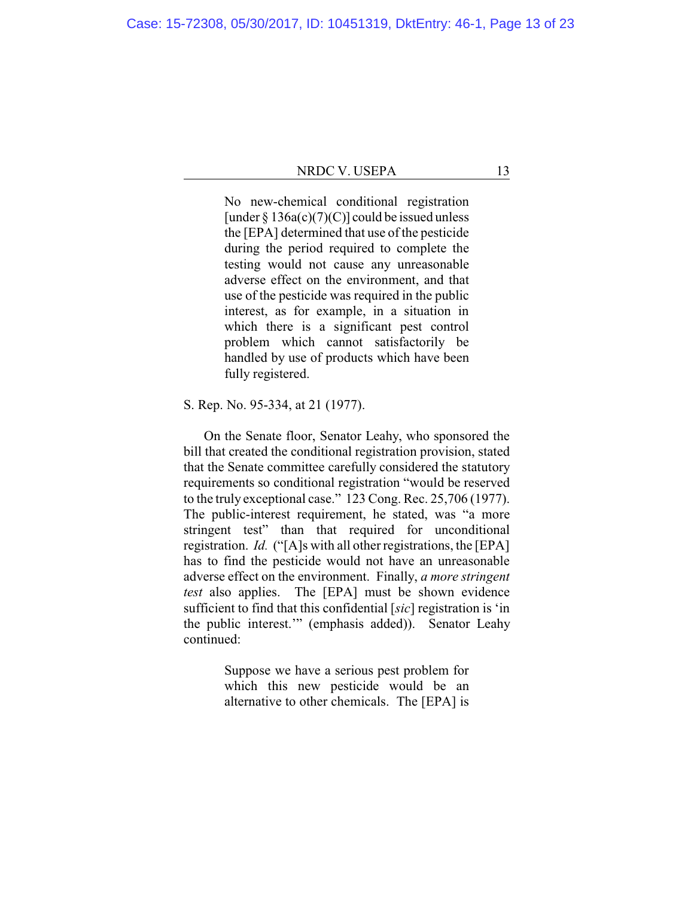> No new-chemical conditional registration [under § 136a(c)(7)(C)] could be issued unless the [EPA] determined that use of the pesticide during the period required to complete the testing would not cause any unreasonable adverse effect on the environment, and that use of the pesticide was required in the public interest, as for example, in a situation in which there is a significant pest control problem which cannot satisfactorily be handled by use of products which have been fully registered.

S. Rep. No. 95-334, at 21 (1977).

On the Senate floor, Senator Leahy, who sponsored the bill that created the conditional registration provision, stated that the Senate committee carefully considered the statutory requirements so conditional registration "would be reserved to the truly exceptional case." 123 Cong. Rec. 25,706 (1977). The public-interest requirement, he stated, was "a more stringent test" than that required for unconditional registration. *Id.* ("[A]s with all other registrations, the [EPA] has to find the pesticide would not have an unreasonable adverse effect on the environment. Finally, *a more stringent test* also applies. The [EPA] must be shown evidence sufficient to find that this confidential [*sic*] registration is 'in the public interest.'" (emphasis added)). Senator Leahy continued:

> Suppose we have a serious pest problem for which this new pesticide would be an alternative to other chemicals. The [EPA] is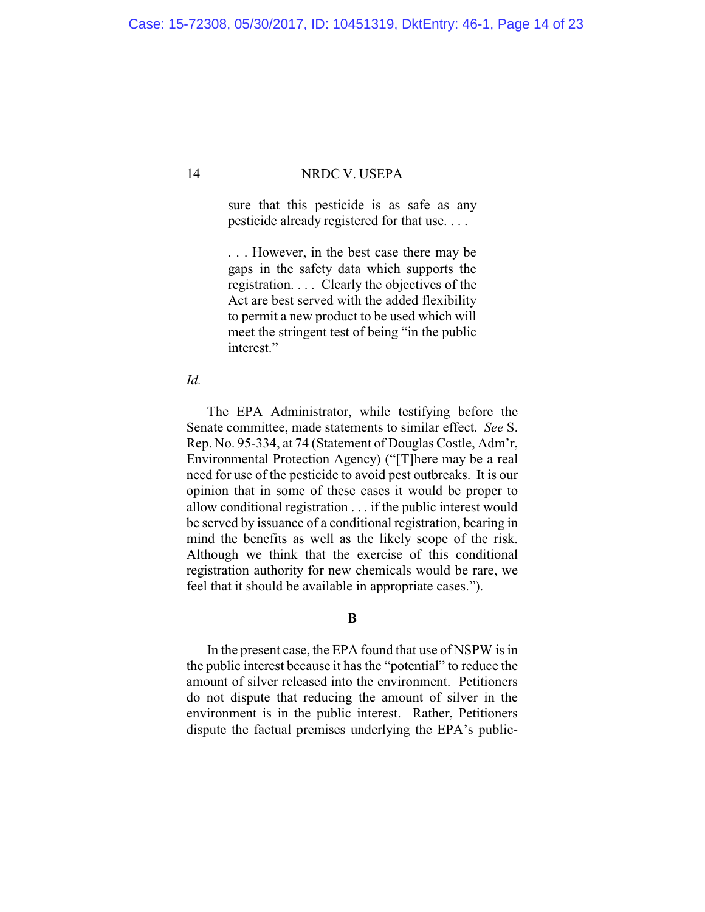> sure that this pesticide is as safe as any pesticide already registered for that use. . . .
>
> . . . However, in the best case there may be gaps in the safety data which supports the registration. . . . Clearly the objectives of the Act are best served with the added flexibility to permit a new product to be used which will meet the stringent test of being "in the public interest."

*Id.*

The EPA Administrator, while testifying before the Senate committee, made statements to similar effect. *See* S. Rep. No. 95-334, at 74 (Statement of Douglas Costle, Adm'r, Environmental Protection Agency) ("[T]here may be a real need for use of the pesticide to avoid pest outbreaks. It is our opinion that in some of these cases it would be proper to allow conditional registration . . . if the public interest would be served by issuance of a conditional registration, bearing in mind the benefits as well as the likely scope of the risk. Although we think that the exercise of this conditional registration authority for new chemicals would be rare, we feel that it should be available in appropriate cases.").

**B**

In the present case, the EPA found that use of NSPW is in the public interest because it has the "potential" to reduce the amount of silver released into the environment. Petitioners do not dispute that reducing the amount of silver in the environment is in the public interest. Rather, Petitioners dispute the factual premises underlying the EPA's public-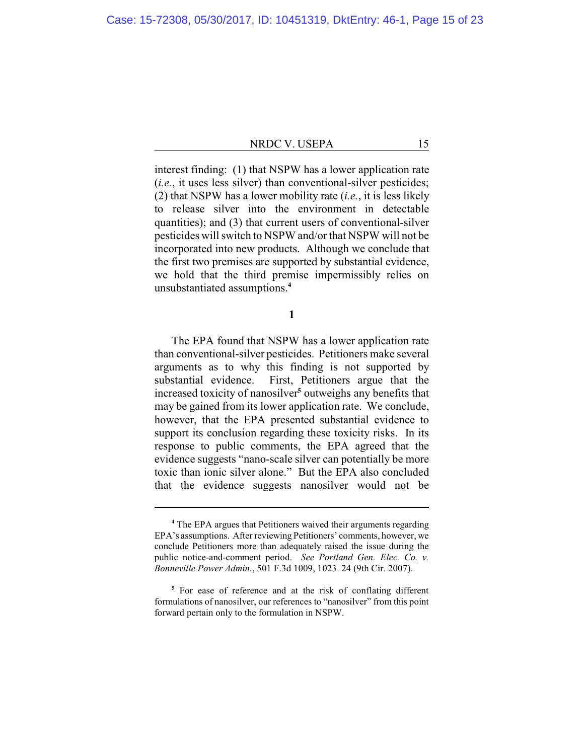interest finding: (1) that NSPW has a lower application rate (*i.e.*, it uses less silver) than conventional-silver pesticides; (2) that NSPW has a lower mobility rate (*i.e.*, it is less likely to release silver into the environment in detectable quantities); and (3) that current users of conventional-silver pesticides will switch to NSPW and/or that NSPW will not be incorporated into new products. Although we conclude that the first two premises are supported by substantial evidence, we hold that the third premise impermissibly relies on unsubstantiated assumptions.[4]

**1**

The EPA found that NSPW has a lower application rate than conventional-silver pesticides. Petitioners make several arguments as to why this finding is not supported by substantial evidence. First, Petitioners argue that the increased toxicity of nanosilver[5] outweighs any benefits that may be gained from its lower application rate. We conclude, however, that the EPA presented substantial evidence to support its conclusion regarding these toxicity risks. In its response to public comments, the EPA agreed that the evidence suggests "nano-scale silver can potentially be more toxic than ionic silver alone." But the EPA also concluded that the evidence suggests nanosilver would not be

---

[4] The EPA argues that Petitioners waived their arguments regarding EPA's assumptions. After reviewing Petitioners' comments, however, we conclude Petitioners more than adequately raised the issue during the public notice-and-comment period. *See Portland Gen. Elec. Co. v. Bonneville Power Admin.*, 501 F.3d 1009, 1023–24 (9th Cir. 2007).

[5] For ease of reference and at the risk of conflating different formulations of nanosilver, our references to "nanosilver" from this point forward pertain only to the formulation in NSPW.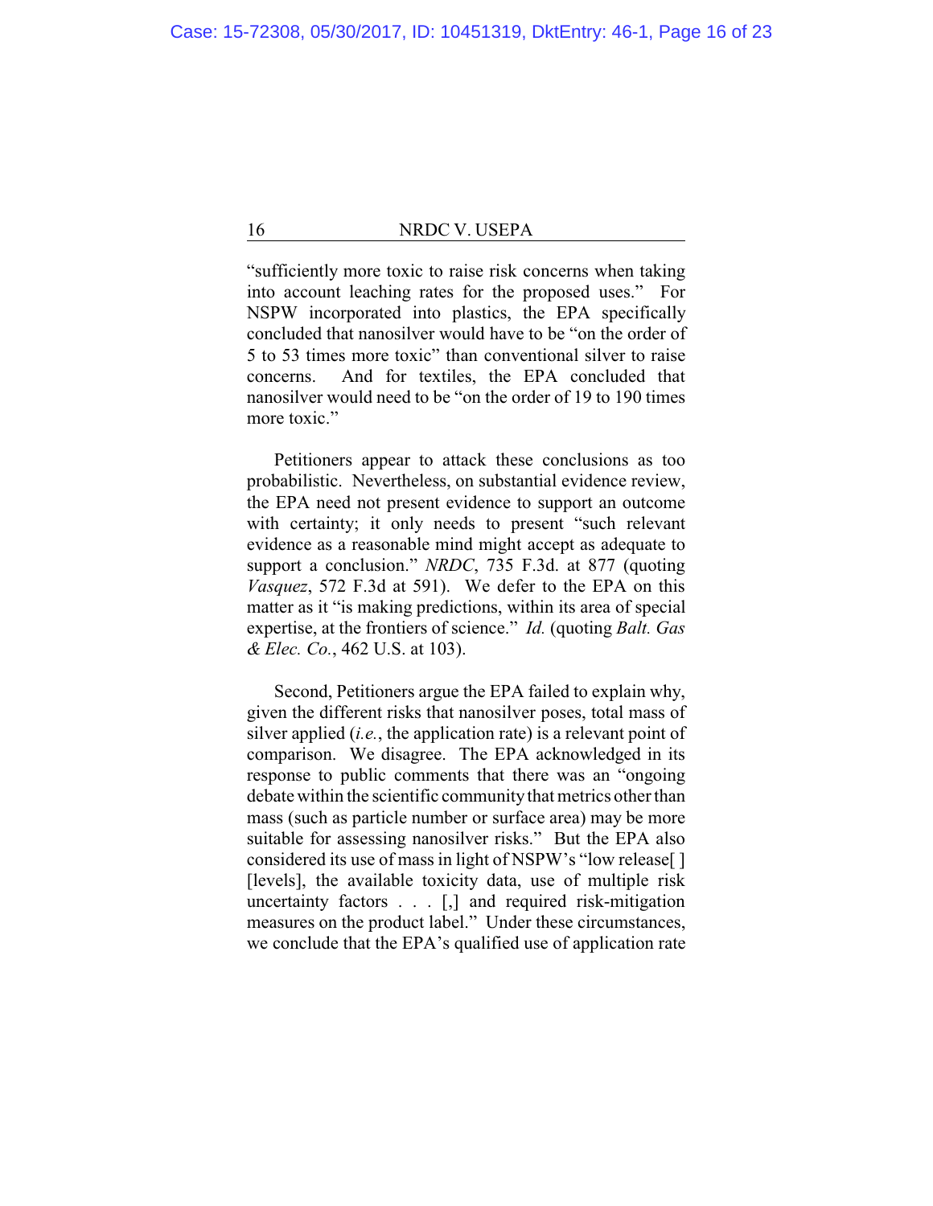"sufficiently more toxic to raise risk concerns when taking into account leaching rates for the proposed uses." For NSPW incorporated into plastics, the EPA specifically concluded that nanosilver would have to be "on the order of 5 to 53 times more toxic" than conventional silver to raise concerns. And for textiles, the EPA concluded that nanosilver would need to be "on the order of 19 to 190 times more toxic."

Petitioners appear to attack these conclusions as too probabilistic. Nevertheless, on substantial evidence review, the EPA need not present evidence to support an outcome with certainty; it only needs to present "such relevant evidence as a reasonable mind might accept as adequate to support a conclusion." *NRDC*, 735 F.3d. at 877 (quoting *Vasquez*, 572 F.3d at 591). We defer to the EPA on this matter as it "is making predictions, within its area of special expertise, at the frontiers of science." *Id.* (quoting *Balt. Gas & Elec. Co.*, 462 U.S. at 103).

Second, Petitioners argue the EPA failed to explain why, given the different risks that nanosilver poses, total mass of silver applied (*i.e.*, the application rate) is a relevant point of comparison. We disagree. The EPA acknowledged in its response to public comments that there was an "ongoing debate within the scientific community that metrics other than mass (such as particle number or surface area) may be more suitable for assessing nanosilver risks." But the EPA also considered its use of mass in light of NSPW's "low release[ ] [levels], the available toxicity data, use of multiple risk uncertainty factors . . . [,] and required risk-mitigation measures on the product label." Under these circumstances, we conclude that the EPA's qualified use of application rate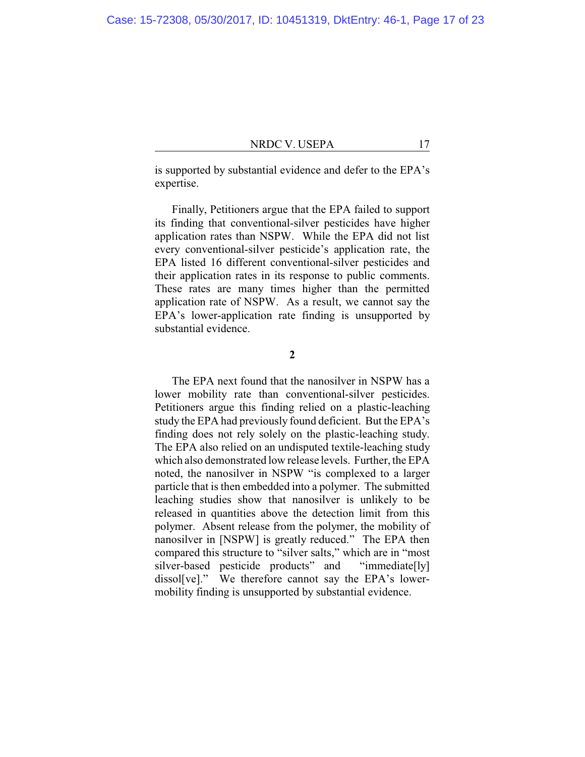is supported by substantial evidence and defer to the EPA's expertise.

Finally, Petitioners argue that the EPA failed to support its finding that conventional-silver pesticides have higher application rates than NSPW. While the EPA did not list every conventional-silver pesticide's application rate, the EPA listed 16 different conventional-silver pesticides and their application rates in its response to public comments. These rates are many times higher than the permitted application rate of NSPW. As a result, we cannot say the EPA's lower-application rate finding is unsupported by substantial evidence.

**2**

The EPA next found that the nanosilver in NSPW has a lower mobility rate than conventional-silver pesticides. Petitioners argue this finding relied on a plastic-leaching study the EPA had previously found deficient. But the EPA's finding does not rely solely on the plastic-leaching study. The EPA also relied on an undisputed textile-leaching study which also demonstrated low release levels. Further, the EPA noted, the nanosilver in NSPW "is complexed to a larger particle that is then embedded into a polymer. The submitted leaching studies show that nanosilver is unlikely to be released in quantities above the detection limit from this polymer. Absent release from the polymer, the mobility of nanosilver in [NSPW] is greatly reduced." The EPA then compared this structure to "silver salts," which are in "most silver-based pesticide products" and "immediate[ly] dissol[ve]." We therefore cannot say the EPA's lower-mobility finding is unsupported by substantial evidence.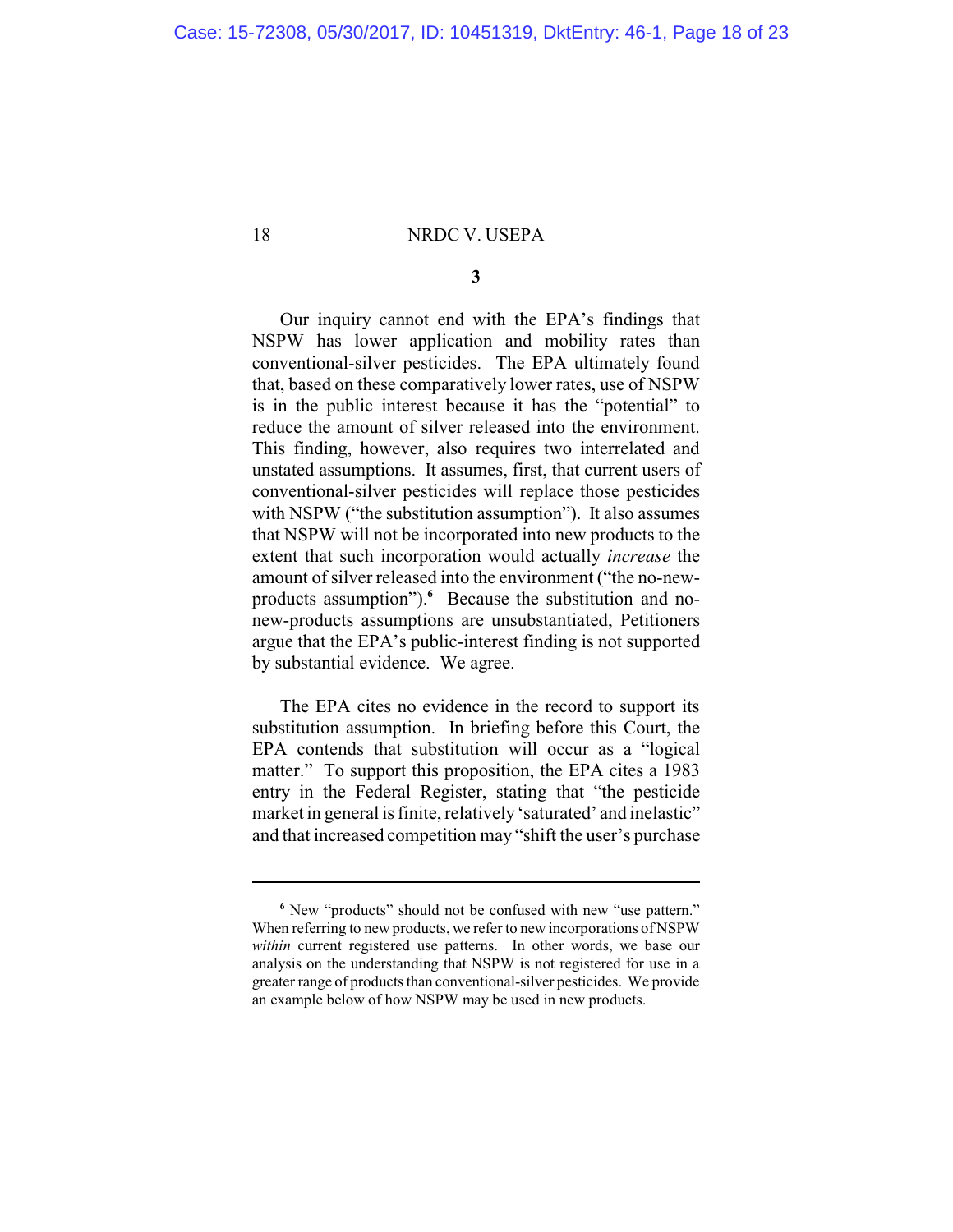### 3

Our inquiry cannot end with the EPA's findings that NSPW has lower application and mobility rates than conventional-silver pesticides. The EPA ultimately found that, based on these comparatively lower rates, use of NSPW is in the public interest because it has the "potential" to reduce the amount of silver released into the environment. This finding, however, also requires two interrelated and unstated assumptions. It assumes, first, that current users of conventional-silver pesticides will replace those pesticides with NSPW ("the substitution assumption"). It also assumes that NSPW will not be incorporated into new products to the extent that such incorporation would actually *increase* the amount of silver released into the environment ("the no-new-products assumption").[6] Because the substitution and no-new-products assumptions are unsubstantiated, Petitioners argue that the EPA's public-interest finding is not supported by substantial evidence. We agree.

The EPA cites no evidence in the record to support its substitution assumption. In briefing before this Court, the EPA contends that substitution will occur as a "logical matter." To support this proposition, the EPA cites a 1983 entry in the Federal Register, stating that "the pesticide market in general is finite, relatively 'saturated' and inelastic" and that increased competition may "shift the user's purchase

---

[6] New "products" should not be confused with new "use pattern." When referring to new products, we refer to new incorporations of NSPW *within* current registered use patterns. In other words, we base our analysis on the understanding that NSPW is not registered for use in a greater range of products than conventional-silver pesticides. We provide an example below of how NSPW may be used in new products.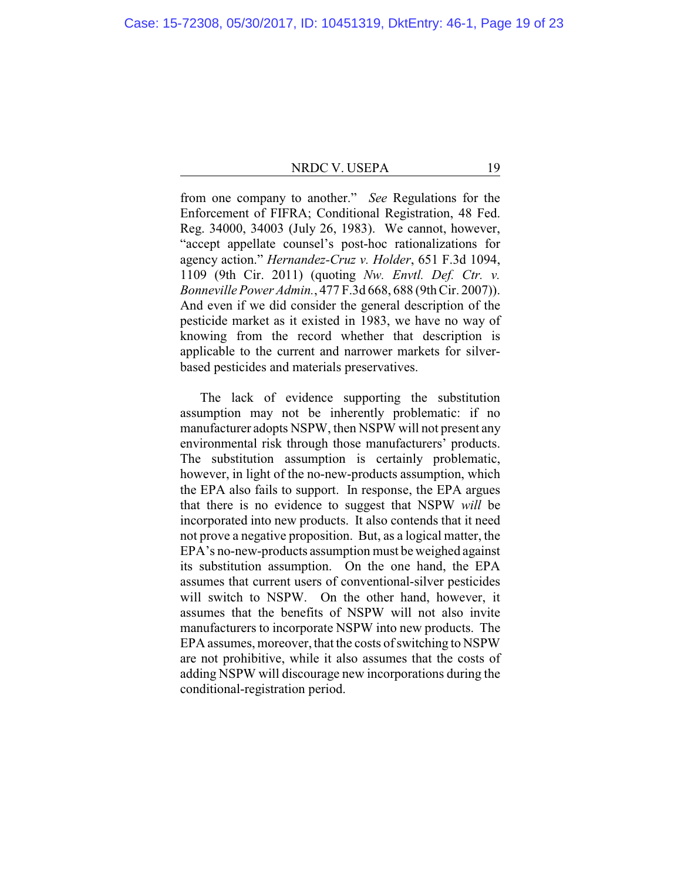from one company to another." *See* Regulations for the Enforcement of FIFRA; Conditional Registration, 48 Fed. Reg. 34000, 34003 (July 26, 1983). We cannot, however, "accept appellate counsel's post-hoc rationalizations for agency action." *Hernandez-Cruz v. Holder*, 651 F.3d 1094, 1109 (9th Cir. 2011) (quoting *Nw. Envtl. Def. Ctr. v. Bonneville Power Admin.*, 477 F.3d 668, 688 (9th Cir. 2007)). And even if we did consider the general description of the pesticide market as it existed in 1983, we have no way of knowing from the record whether that description is applicable to the current and narrower markets for silver-based pesticides and materials preservatives.

The lack of evidence supporting the substitution assumption may not be inherently problematic: if no manufacturer adopts NSPW, then NSPW will not present any environmental risk through those manufacturers' products. The substitution assumption is certainly problematic, however, in light of the no-new-products assumption, which the EPA also fails to support. In response, the EPA argues that there is no evidence to suggest that NSPW *will* be incorporated into new products. It also contends that it need not prove a negative proposition. But, as a logical matter, the EPA's no-new-products assumption must be weighed against its substitution assumption. On the one hand, the EPA assumes that current users of conventional-silver pesticides will switch to NSPW. On the other hand, however, it assumes that the benefits of NSPW will not also invite manufacturers to incorporate NSPW into new products. The EPA assumes, moreover, that the costs of switching to NSPW are not prohibitive, while it also assumes that the costs of adding NSPW will discourage new incorporations during the conditional-registration period.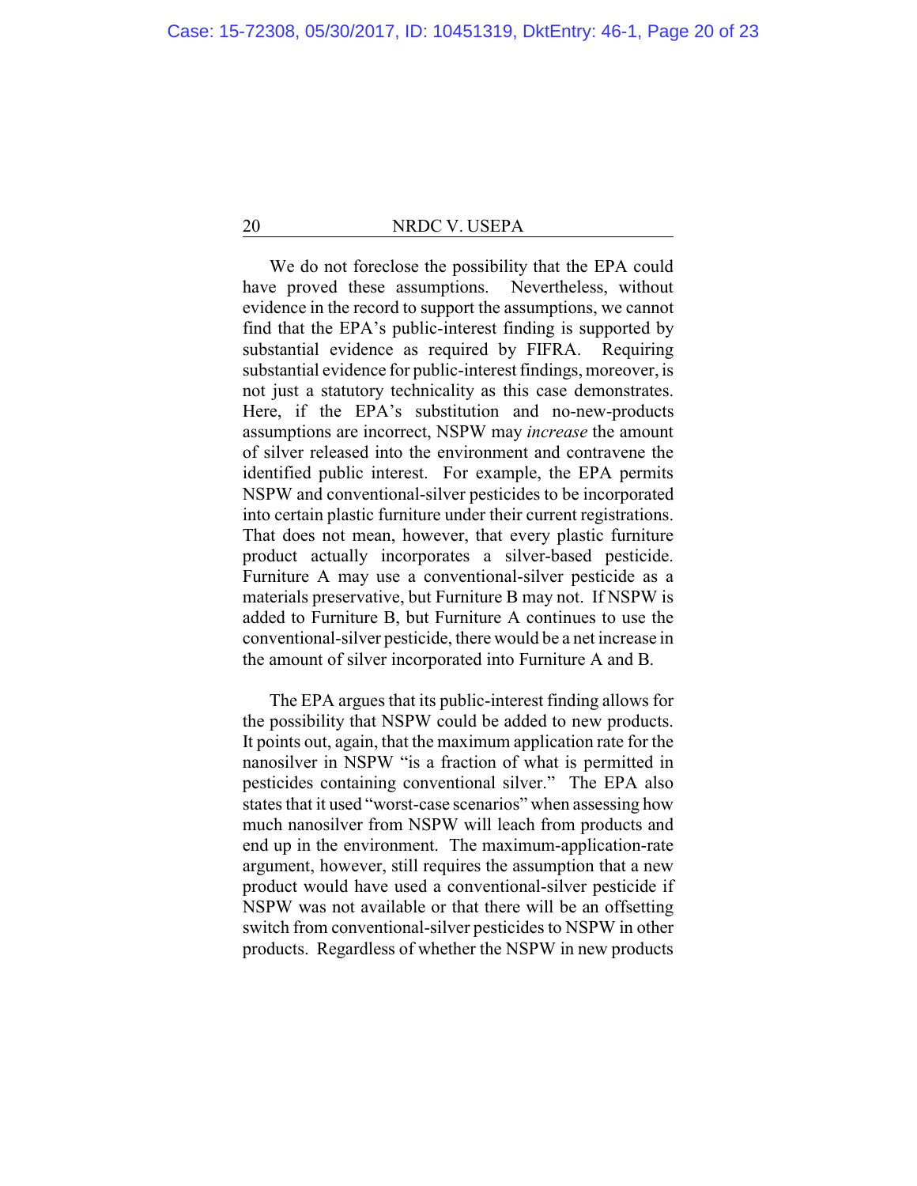We do not foreclose the possibility that the EPA could have proved these assumptions. Nevertheless, without evidence in the record to support the assumptions, we cannot find that the EPA's public-interest finding is supported by substantial evidence as required by FIFRA. Requiring substantial evidence for public-interest findings, moreover, is not just a statutory technicality as this case demonstrates. Here, if the EPA's substitution and no-new-products assumptions are incorrect, NSPW may *increase* the amount of silver released into the environment and contravene the identified public interest. For example, the EPA permits NSPW and conventional-silver pesticides to be incorporated into certain plastic furniture under their current registrations. That does not mean, however, that every plastic furniture product actually incorporates a silver-based pesticide. Furniture A may use a conventional-silver pesticide as a materials preservative, but Furniture B may not. If NSPW is added to Furniture B, but Furniture A continues to use the conventional-silver pesticide, there would be a net increase in the amount of silver incorporated into Furniture A and B.

The EPA argues that its public-interest finding allows for the possibility that NSPW could be added to new products. It points out, again, that the maximum application rate for the nanosilver in NSPW "is a fraction of what is permitted in pesticides containing conventional silver." The EPA also states that it used "worst-case scenarios" when assessing how much nanosilver from NSPW will leach from products and end up in the environment. The maximum-application-rate argument, however, still requires the assumption that a new product would have used a conventional-silver pesticide if NSPW was not available or that there will be an offsetting switch from conventional-silver pesticides to NSPW in other products. Regardless of whether the NSPW in new products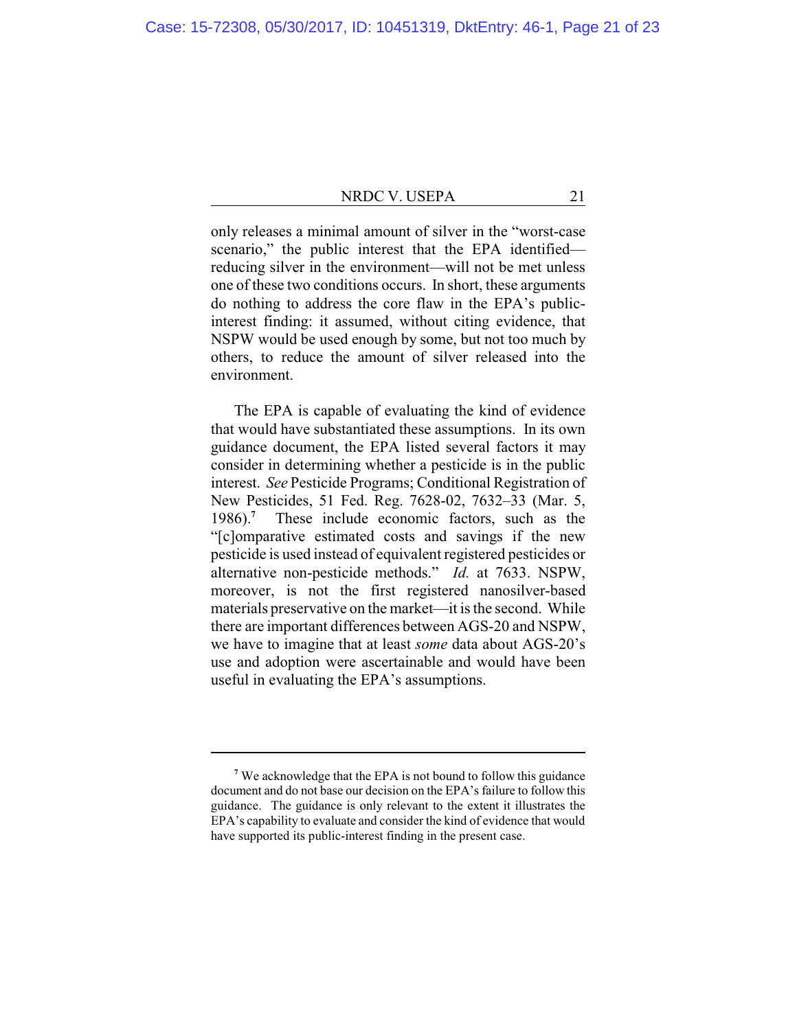only releases a minimal amount of silver in the "worst-case scenario," the public interest that the EPA identified—reducing silver in the environment—will not be met unless one of these two conditions occurs. In short, these arguments do nothing to address the core flaw in the EPA's public-interest finding: it assumed, without citing evidence, that NSPW would be used enough by some, but not too much by others, to reduce the amount of silver released into the environment.

The EPA is capable of evaluating the kind of evidence that would have substantiated these assumptions. In its own guidance document, the EPA listed several factors it may consider in determining whether a pesticide is in the public interest. *See* Pesticide Programs; Conditional Registration of New Pesticides, 51 Fed. Reg. 7628-02, 7632–33 (Mar. 5, 1986).[7] These include economic factors, such as the "[c]omparative estimated costs and savings if the new pesticide is used instead of equivalent registered pesticides or alternative non-pesticide methods." *Id.* at 7633. NSPW, moreover, is not the first registered nanosilver-based materials preservative on the market—it is the second. While there are important differences between AGS-20 and NSPW, we have to imagine that at least *some* data about AGS-20's use and adoption were ascertainable and would have been useful in evaluating the EPA's assumptions.

---

[7] We acknowledge that the EPA is not bound to follow this guidance document and do not base our decision on the EPA's failure to follow this guidance. The guidance is only relevant to the extent it illustrates the EPA's capability to evaluate and consider the kind of evidence that would have supported its public-interest finding in the present case.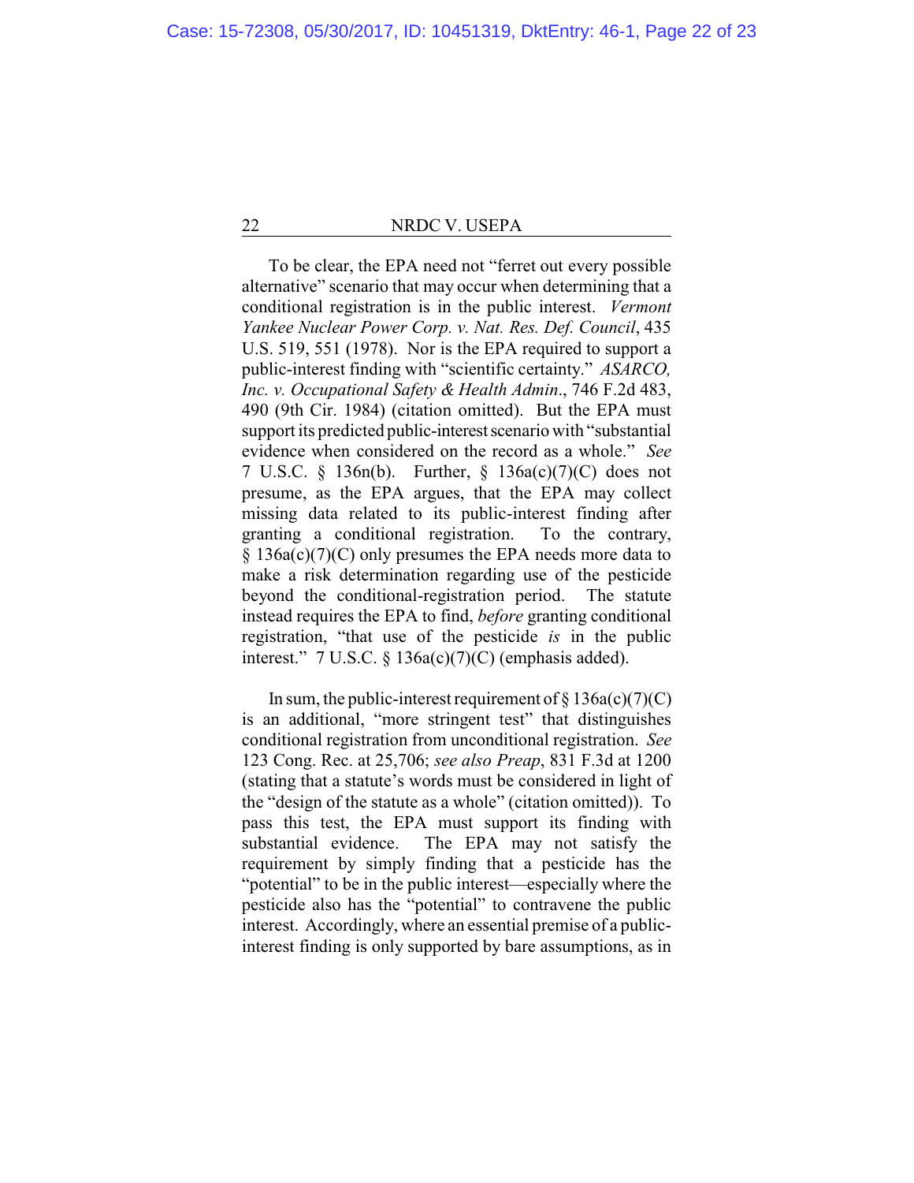To be clear, the EPA need not "ferret out every possible alternative" scenario that may occur when determining that a conditional registration is in the public interest. *Vermont Yankee Nuclear Power Corp. v. Nat. Res. Def. Council*, 435 U.S. 519, 551 (1978). Nor is the EPA required to support a public-interest finding with "scientific certainty." *ASARCO, Inc. v. Occupational Safety & Health Admin*., 746 F.2d 483, 490 (9th Cir. 1984) (citation omitted). But the EPA must support its predicted public-interest scenario with "substantial evidence when considered on the record as a whole." *See* 7 U.S.C. § 136n(b). Further, § 136a(c)(7)(C) does not presume, as the EPA argues, that the EPA may collect missing data related to its public-interest finding after granting a conditional registration. To the contrary, § 136a(c)(7)(C) only presumes the EPA needs more data to make a risk determination regarding use of the pesticide beyond the conditional-registration period. The statute instead requires the EPA to find, *before* granting conditional registration, "that use of the pesticide *is* in the public interest." 7 U.S.C. § 136a(c)(7)(C) (emphasis added).

In sum, the public-interest requirement of § 136a(c)(7)(C) is an additional, "more stringent test" that distinguishes conditional registration from unconditional registration. *See* 123 Cong. Rec. at 25,706; *see also Preap*, 831 F.3d at 1200 (stating that a statute's words must be considered in light of the "design of the statute as a whole" (citation omitted)). To pass this test, the EPA must support its finding with substantial evidence. The EPA may not satisfy the requirement by simply finding that a pesticide has the "potential" to be in the public interest—especially where the pesticide also has the "potential" to contravene the public interest. Accordingly, where an essential premise of a public-interest finding is only supported by bare assumptions, as in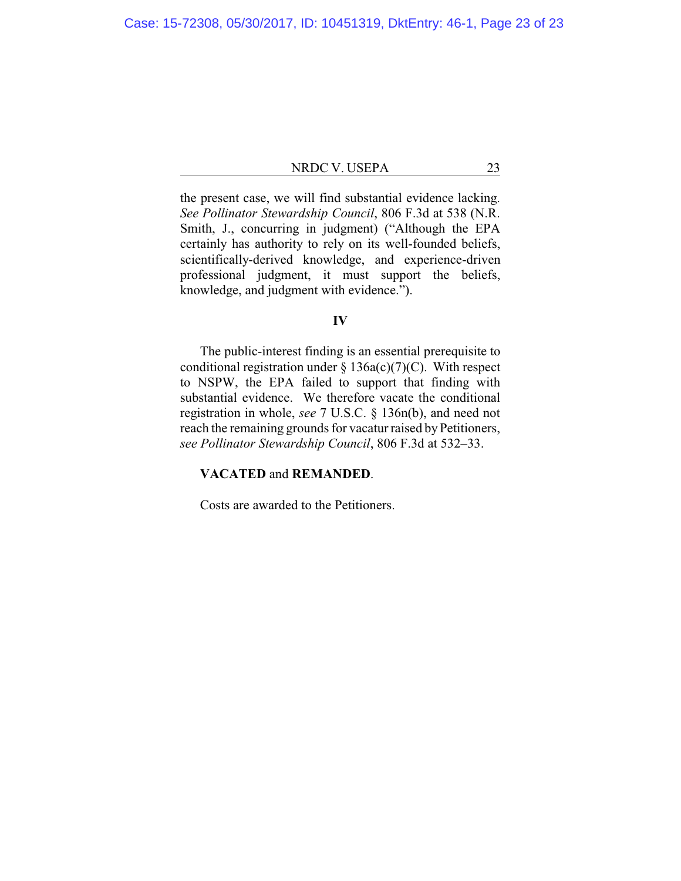the present case, we will find substantial evidence lacking. *See Pollinator Stewardship Council*, 806 F.3d at 538 (N.R. Smith, J., concurring in judgment) ("Although the EPA certainly has authority to rely on its well-founded beliefs, scientifically-derived knowledge, and experience-driven professional judgment, it must support the beliefs, knowledge, and judgment with evidence.").

## IV

The public-interest finding is an essential prerequisite to conditional registration under § 136a(c)(7)(C). With respect to NSPW, the EPA failed to support that finding with substantial evidence. We therefore vacate the conditional registration in whole, *see* 7 U.S.C. § 136n(b), and need not reach the remaining grounds for vacatur raised by Petitioners, *see Pollinator Stewardship Council*, 806 F.3d at 532–33.

**VACATED** and **REMANDED**.

Costs are awarded to the Petitioners.